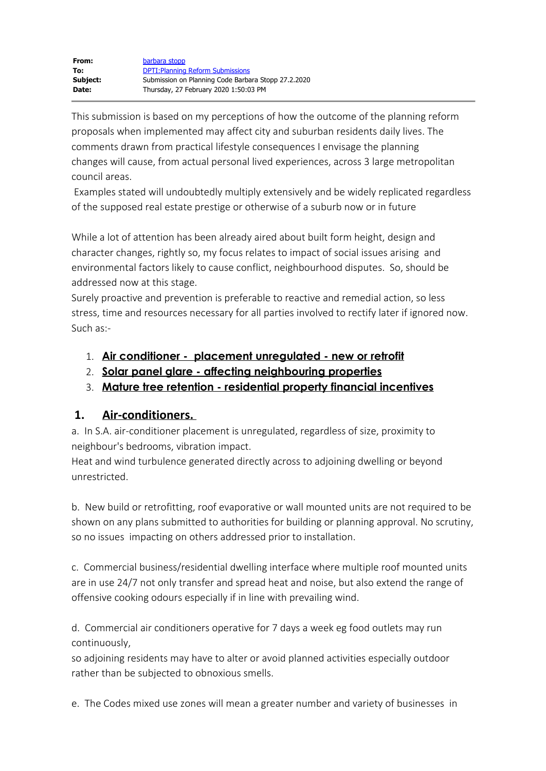| | |
|---|---|
| **From:** | barbara stopp |
| **To:** | DPTI:Planning Reform Submissions |
| **Subject:** | Submission on Planning Code Barbara Stopp 27.2.2020 |
| **Date:** | Thursday, 27 February 2020 1:50:03 PM |

This submission is based on my perceptions of how the outcome of the planning reform proposals when implemented may affect city and suburban residents daily lives. The comments drawn from practical lifestyle consequences I envisage the planning changes will cause, from actual personal lived experiences, across 3 large metropolitan council areas.

Examples stated will undoubtedly multiply extensively and be widely replicated regardless of the supposed real estate prestige or otherwise of a suburb now or in future

While a lot of attention has been already aired about built form height, design and character changes, rightly so, my focus relates to impact of social issues arising and environmental factors likely to cause conflict, neighbourhood disputes. So, should be addressed now at this stage.

Surely proactive and prevention is preferable to reactive and remedial action, so less stress, time and resources necessary for all parties involved to rectify later if ignored now. Such as:-

1. **Air conditioner - placement unregulated - new or retrofit**
2. **Solar panel glare - affecting neighbouring properties**
3. **Mature tree retention - residential property financial incentives**

## 1. Air-conditioners.

a. In S.A. air-conditioner placement is unregulated, regardless of size, proximity to neighbour's bedrooms, vibration impact.
Heat and wind turbulence generated directly across to adjoining dwelling or beyond unrestricted.

b. New build or retrofitting, roof evaporative or wall mounted units are not required to be shown on any plans submitted to authorities for building or planning approval. No scrutiny, so no issues impacting on others addressed prior to installation.

c. Commercial business/residential dwelling interface where multiple roof mounted units are in use 24/7 not only transfer and spread heat and noise, but also extend the range of offensive cooking odours especially if in line with prevailing wind.

d. Commercial air conditioners operative for 7 days a week eg food outlets may run continuously,
so adjoining residents may have to alter or avoid planned activities especially outdoor rather than be subjected to obnoxious smells.

e. The Codes mixed use zones will mean a greater number and variety of businesses in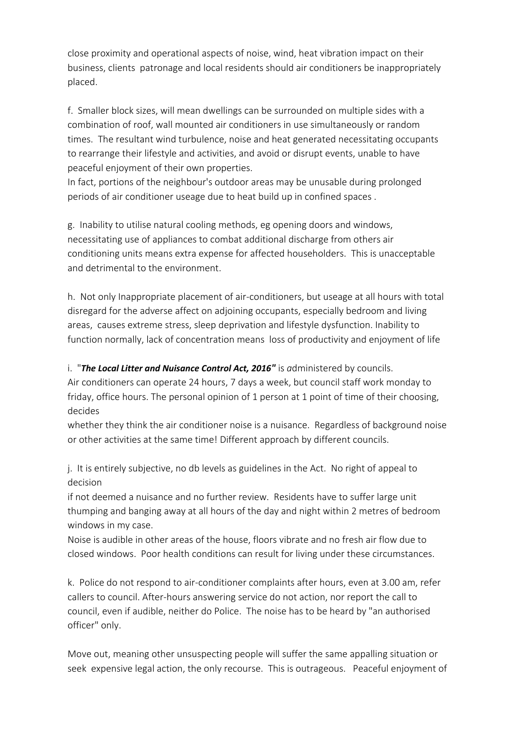close proximity and operational aspects of noise, wind, heat vibration impact on their business, clients patronage and local residents should air conditioners be inappropriately placed.

f. Smaller block sizes, will mean dwellings can be surrounded on multiple sides with a combination of roof, wall mounted air conditioners in use simultaneously or random times. The resultant wind turbulence, noise and heat generated necessitating occupants to rearrange their lifestyle and activities, and avoid or disrupt events, unable to have peaceful enjoyment of their own properties.
In fact, portions of the neighbour's outdoor areas may be unusable during prolonged periods of air conditioner useage due to heat build up in confined spaces .

g. Inability to utilise natural cooling methods, eg opening doors and windows, necessitating use of appliances to combat additional discharge from others air conditioning units means extra expense for affected householders. This is unacceptable and detrimental to the environment.

h. Not only Inappropriate placement of air-conditioners, but useage at all hours with total disregard for the adverse affect on adjoining occupants, especially bedroom and living areas, causes extreme stress, sleep deprivation and lifestyle dysfunction. Inability to function normally, lack of concentration means loss of productivity and enjoyment of life

i. "***The Local Litter and Nuisance Control Act, 2016"*** is administered by councils.
Air conditioners can operate 24 hours, 7 days a week, but council staff work monday to friday, office hours. The personal opinion of 1 person at 1 point of time of their choosing, decides
whether they think the air conditioner noise is a nuisance. Regardless of background noise or other activities at the same time! Different approach by different councils.

j. It is entirely subjective, no db levels as guidelines in the Act. No right of appeal to decision
if not deemed a nuisance and no further review. Residents have to suffer large unit thumping and banging away at all hours of the day and night within 2 metres of bedroom windows in my case.
Noise is audible in other areas of the house, floors vibrate and no fresh air flow due to closed windows. Poor health conditions can result for living under these circumstances.

k. Police do not respond to air-conditioner complaints after hours, even at 3.00 am, refer callers to council. After-hours answering service do not action, nor report the call to council, even if audible, neither do Police. The noise has to be heard by "an authorised officer" only.

Move out, meaning other unsuspecting people will suffer the same appalling situation or seek expensive legal action, the only recourse. This is outrageous. Peaceful enjoyment of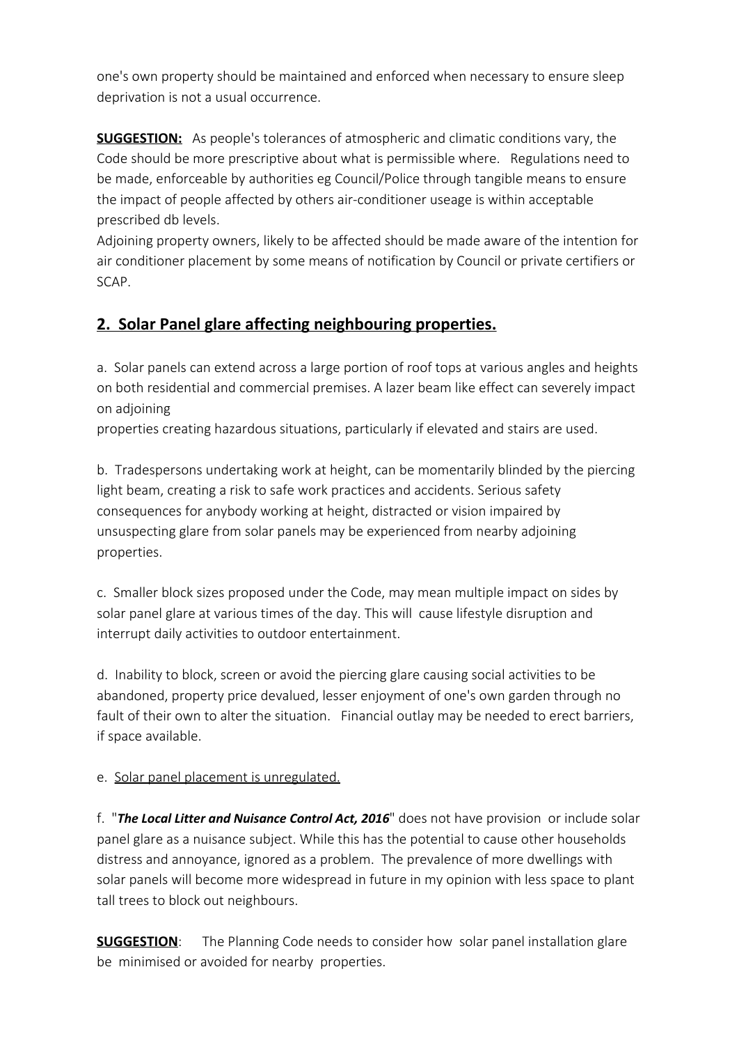one's own property should be maintained and enforced when necessary to ensure sleep deprivation is not a usual occurrence.

**SUGGESTION:** As people's tolerances of atmospheric and climatic conditions vary, the Code should be more prescriptive about what is permissible where. Regulations need to be made, enforceable by authorities eg Council/Police through tangible means to ensure the impact of people affected by others air-conditioner useage is within acceptable prescribed db levels.
Adjoining property owners, likely to be affected should be made aware of the intention for air conditioner placement by some means of notification by Council or private certifiers or SCAP.

## 2. Solar Panel glare affecting neighbouring properties.

a. Solar panels can extend across a large portion of roof tops at various angles and heights on both residential and commercial premises. A lazer beam like effect can severely impact on adjoining
properties creating hazardous situations, particularly if elevated and stairs are used.

b. Tradespersons undertaking work at height, can be momentarily blinded by the piercing light beam, creating a risk to safe work practices and accidents. Serious safety consequences for anybody working at height, distracted or vision impaired by unsuspecting glare from solar panels may be experienced from nearby adjoining properties.

c. Smaller block sizes proposed under the Code, may mean multiple impact on sides by solar panel glare at various times of the day. This will cause lifestyle disruption and interrupt daily activities to outdoor entertainment.

d. Inability to block, screen or avoid the piercing glare causing social activities to be abandoned, property price devalued, lesser enjoyment of one's own garden through no fault of their own to alter the situation. Financial outlay may be needed to erect barriers, if space available.

e. <u>Solar panel placement is unregulated.</u>

f. "***The Local Litter and Nuisance Control Act, 2016***" does not have provision or include solar panel glare as a nuisance subject. While this has the potential to cause other households distress and annoyance, ignored as a problem. The prevalence of more dwellings with solar panels will become more widespread in future in my opinion with less space to plant tall trees to block out neighbours.

**SUGGESTION**: The Planning Code needs to consider how solar panel installation glare be minimised or avoided for nearby properties.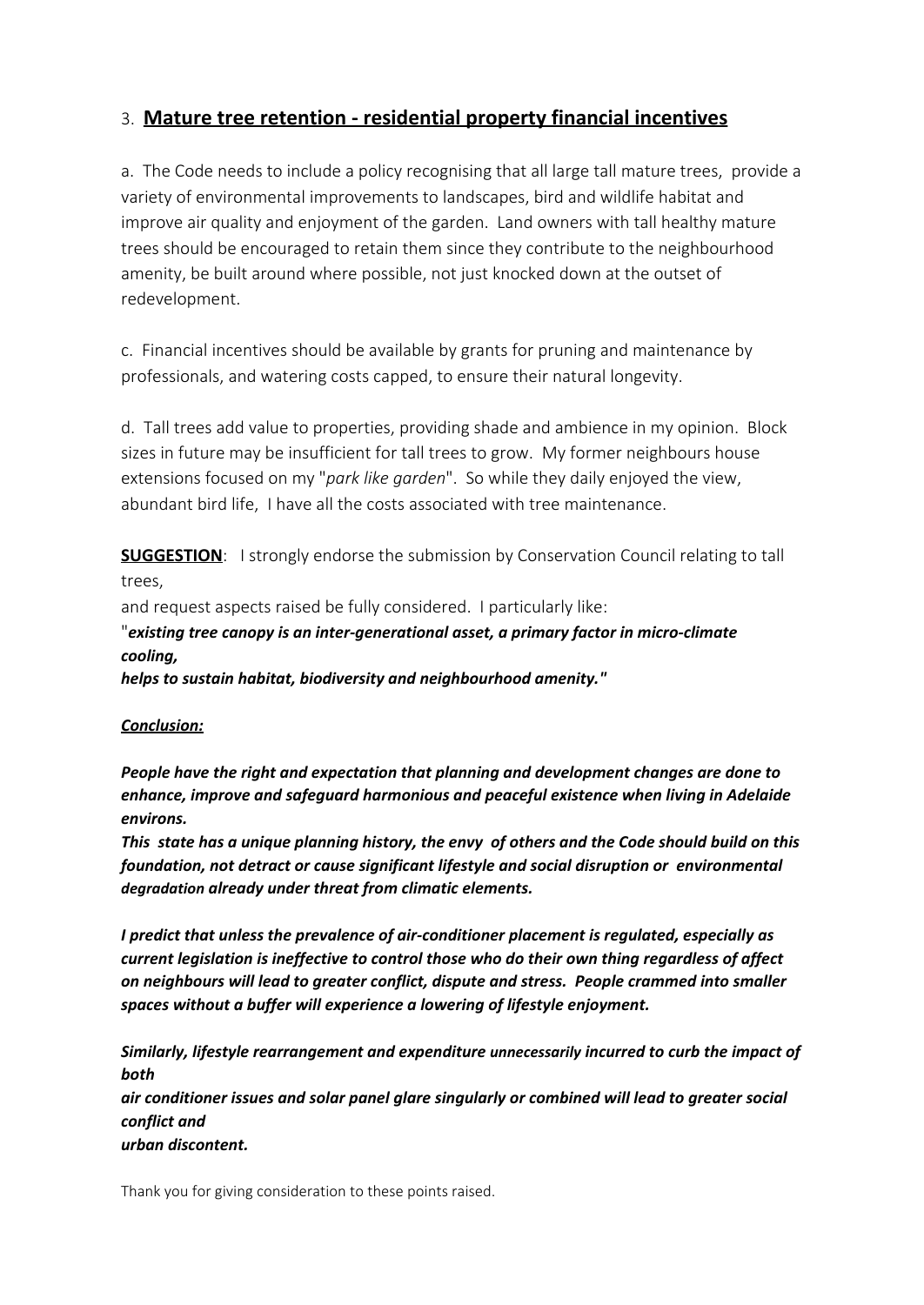## 3. **<u>Mature tree retention - residential property financial incentives</u>**

a. The Code needs to include a policy recognising that all large tall mature trees, provide a variety of environmental improvements to landscapes, bird and wildlife habitat and improve air quality and enjoyment of the garden. Land owners with tall healthy mature trees should be encouraged to retain them since they contribute to the neighbourhood amenity, be built around where possible, not just knocked down at the outset of redevelopment.

c. Financial incentives should be available by grants for pruning and maintenance by professionals, and watering costs capped, to ensure their natural longevity.

d. Tall trees add value to properties, providing shade and ambience in my opinion. Block sizes in future may be insufficient for tall trees to grow. My former neighbours house extensions focused on my "*park like garden*". So while they daily enjoyed the view, abundant bird life, I have all the costs associated with tree maintenance.

**<u>SUGGESTION</u>**: I strongly endorse the submission by Conservation Council relating to tall trees,
and request aspects raised be fully considered. I particularly like:
"***existing tree canopy is an inter-generational asset, a primary factor in micro-climate cooling,***
***helps to sustain habitat, biodiversity and neighbourhood amenity."***

***<u>Conclusion:</u>***

***People have the right and expectation that planning and development changes are done to enhance, improve and safeguard harmonious and peaceful existence when living in Adelaide environs.***
***This state has a unique planning history, the envy of others and the Code should build on this foundation, not detract or cause significant lifestyle and social disruption or environmental degradation already under threat from climatic elements.***

***I predict that unless the prevalence of air-conditioner placement is regulated, especially as current legislation is ineffective to control those who do their own thing regardless of affect on neighbours will lead to greater conflict, dispute and stress. People crammed into smaller spaces without a buffer will experience a lowering of lifestyle enjoyment.***

***Similarly, lifestyle rearrangement and expenditure unnecessarily incurred to curb the impact of both***
***air conditioner issues and solar panel glare singularly or combined will lead to greater social conflict and***
***urban discontent.***

Thank you for giving consideration to these points raised.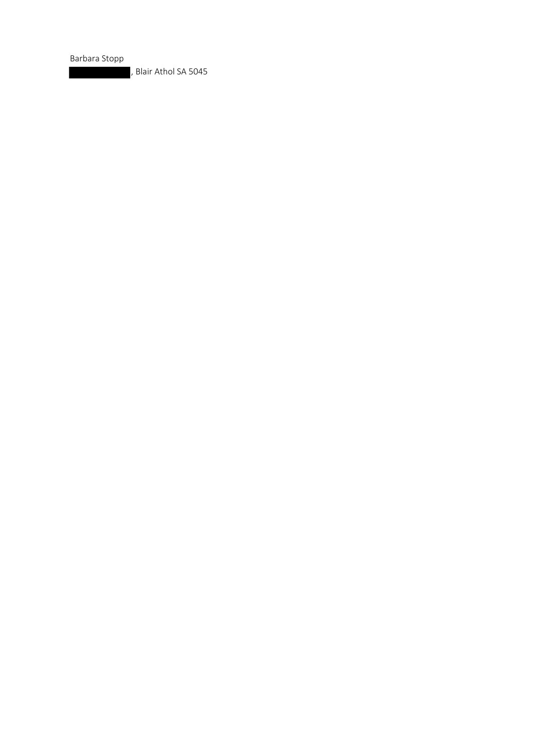Barbara Stopp

████████, Blair Athol SA 5045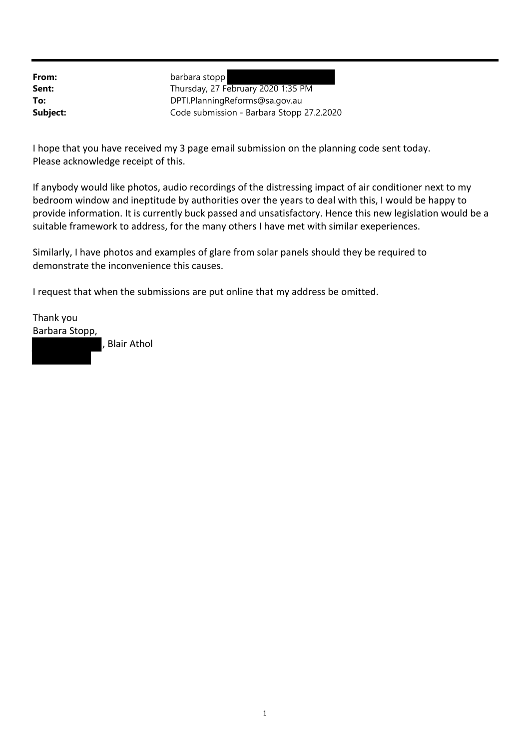**From:** barbara stopp
**Sent:** Thursday, 27 February 2020 1:35 PM
**To:** DPTI.PlanningReforms@sa.gov.au
**Subject:** Code submission - Barbara Stopp 27.2.2020

I hope that you have received my 3 page email submission on the planning code sent today.
Please acknowledge receipt of this.

If anybody would like photos, audio recordings of the distressing impact of air conditioner next to my bedroom window and ineptitude by authorities over the years to deal with this, I would be happy to provide information. It is currently buck passed and unsatisfactory. Hence this new legislation would be a suitable framework to address, for the many others I have met with similar exeperiences.

Similarly, I have photos and examples of glare from solar panels should they be required to demonstrate the inconvenience this causes.

I request that when the submissions are put online that my address be omitted.

Thank you
Barbara Stopp,
, Blair Athol